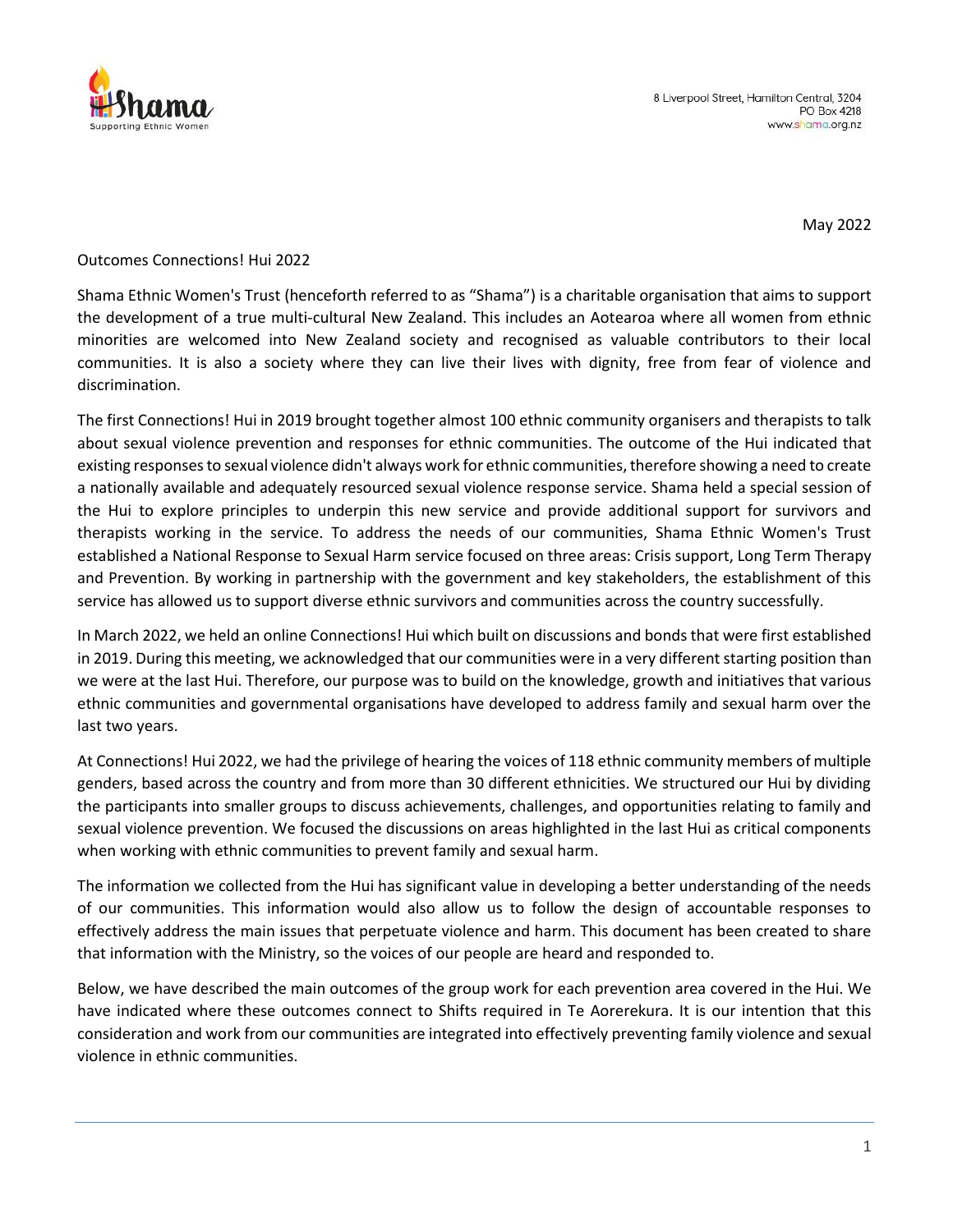8 Liverpool Street, Hamilton Central, 3204
PO Box 4218
www.shama.org.nz

May 2022

Outcomes Connections! Hui 2022

Shama Ethnic Women's Trust (henceforth referred to as "Shama") is a charitable organisation that aims to support the development of a true multi-cultural New Zealand. This includes an Aotearoa where all women from ethnic minorities are welcomed into New Zealand society and recognised as valuable contributors to their local communities. It is also a society where they can live their lives with dignity, free from fear of violence and discrimination.

The first Connections! Hui in 2019 brought together almost 100 ethnic community organisers and therapists to talk about sexual violence prevention and responses for ethnic communities. The outcome of the Hui indicated that existing responses to sexual violence didn't always work for ethnic communities, therefore showing a need to create a nationally available and adequately resourced sexual violence response service. Shama held a special session of the Hui to explore principles to underpin this new service and provide additional support for survivors and therapists working in the service. To address the needs of our communities, Shama Ethnic Women's Trust established a National Response to Sexual Harm service focused on three areas: Crisis support, Long Term Therapy and Prevention. By working in partnership with the government and key stakeholders, the establishment of this service has allowed us to support diverse ethnic survivors and communities across the country successfully.

In March 2022, we held an online Connections! Hui which built on discussions and bonds that were first established in 2019. During this meeting, we acknowledged that our communities were in a very different starting position than we were at the last Hui. Therefore, our purpose was to build on the knowledge, growth and initiatives that various ethnic communities and governmental organisations have developed to address family and sexual harm over the last two years.

At Connections! Hui 2022, we had the privilege of hearing the voices of 118 ethnic community members of multiple genders, based across the country and from more than 30 different ethnicities. We structured our Hui by dividing the participants into smaller groups to discuss achievements, challenges, and opportunities relating to family and sexual violence prevention. We focused the discussions on areas highlighted in the last Hui as critical components when working with ethnic communities to prevent family and sexual harm.

The information we collected from the Hui has significant value in developing a better understanding of the needs of our communities. This information would also allow us to follow the design of accountable responses to effectively address the main issues that perpetuate violence and harm. This document has been created to share that information with the Ministry, so the voices of our people are heard and responded to.

Below, we have described the main outcomes of the group work for each prevention area covered in the Hui. We have indicated where these outcomes connect to Shifts required in Te Aorerekura. It is our intention that this consideration and work from our communities are integrated into effectively preventing family violence and sexual violence in ethnic communities.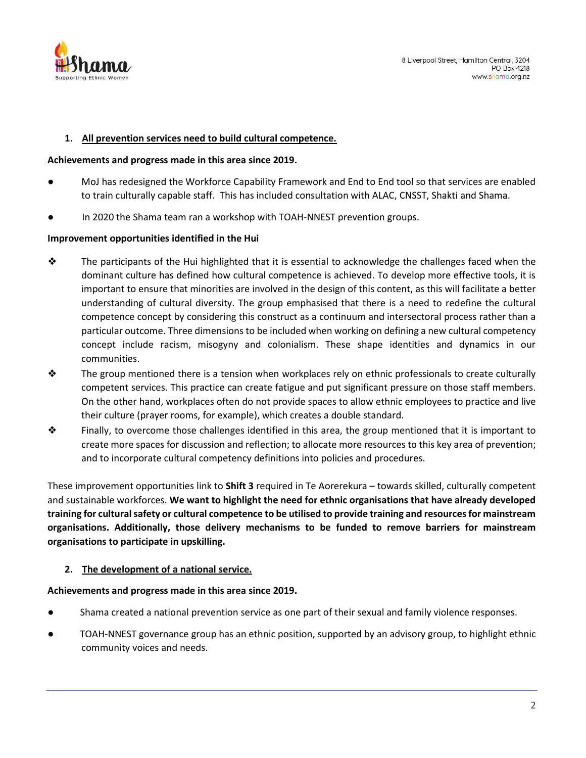1. **All prevention services need to build cultural competence.**

**Achievements and progress made in this area since 2019.**

- MoJ has redesigned the Workforce Capability Framework and End to End tool so that services are enabled to train culturally capable staff. This has included consultation with ALAC, CNSST, Shakti and Shama.
- In 2020 the Shama team ran a workshop with TOAH-NNEST prevention groups.

**Improvement opportunities identified in the Hui**

- The participants of the Hui highlighted that it is essential to acknowledge the challenges faced when the dominant culture has defined how cultural competence is achieved. To develop more effective tools, it is important to ensure that minorities are involved in the design of this content, as this will facilitate a better understanding of cultural diversity. The group emphasised that there is a need to redefine the cultural competence concept by considering this construct as a continuum and intersectoral process rather than a particular outcome. Three dimensions to be included when working on defining a new cultural competency concept include racism, misogyny and colonialism. These shape identities and dynamics in our communities.
- The group mentioned there is a tension when workplaces rely on ethnic professionals to create culturally competent services. This practice can create fatigue and put significant pressure on those staff members. On the other hand, workplaces often do not provide spaces to allow ethnic employees to practice and live their culture (prayer rooms, for example), which creates a double standard.
- Finally, to overcome those challenges identified in this area, the group mentioned that it is important to create more spaces for discussion and reflection; to allocate more resources to this key area of prevention; and to incorporate cultural competency definitions into policies and procedures.

These improvement opportunities link to **Shift 3** required in Te Aorerekura – towards skilled, culturally competent and sustainable workforces. **We want to highlight the need for ethnic organisations that have already developed training for cultural safety or cultural competence to be utilised to provide training and resources for mainstream organisations. Additionally, those delivery mechanisms to be funded to remove barriers for mainstream organisations to participate in upskilling.**

2. **The development of a national service.**

**Achievements and progress made in this area since 2019.**

- Shama created a national prevention service as one part of their sexual and family violence responses.
- TOAH-NNEST governance group has an ethnic position, supported by an advisory group, to highlight ethnic community voices and needs.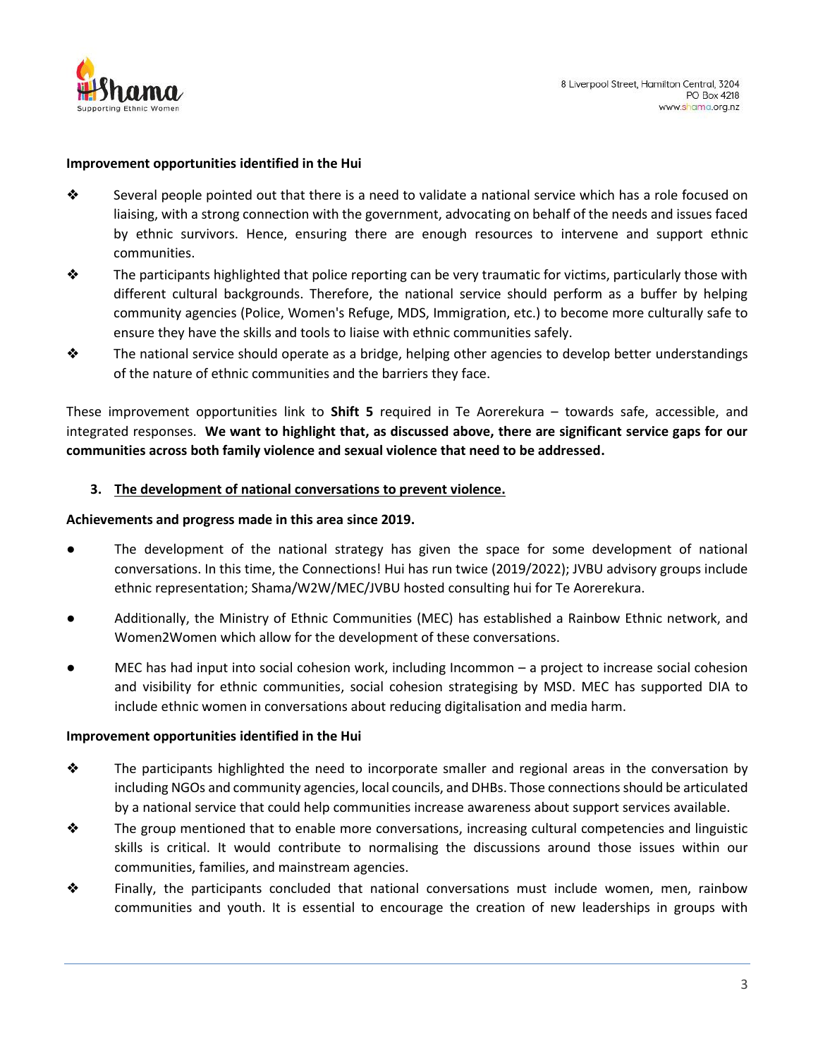**Improvement opportunities identified in the Hui**

- Several people pointed out that there is a need to validate a national service which has a role focused on liaising, with a strong connection with the government, advocating on behalf of the needs and issues faced by ethnic survivors. Hence, ensuring there are enough resources to intervene and support ethnic communities.
- The participants highlighted that police reporting can be very traumatic for victims, particularly those with different cultural backgrounds. Therefore, the national service should perform as a buffer by helping community agencies (Police, Women's Refuge, MDS, Immigration, etc.) to become more culturally safe to ensure they have the skills and tools to liaise with ethnic communities safely.
- The national service should operate as a bridge, helping other agencies to develop better understandings of the nature of ethnic communities and the barriers they face.

These improvement opportunities link to **Shift 5** required in Te Aorerekura – towards safe, accessible, and integrated responses. **We want to highlight that, as discussed above, there are significant service gaps for our communities across both family violence and sexual violence that need to be addressed.**

3. **The development of national conversations to prevent violence.**

**Achievements and progress made in this area since 2019.**

- The development of the national strategy has given the space for some development of national conversations. In this time, the Connections! Hui has run twice (2019/2022); JVBU advisory groups include ethnic representation; Shama/W2W/MEC/JVBU hosted consulting hui for Te Aorerekura.
- Additionally, the Ministry of Ethnic Communities (MEC) has established a Rainbow Ethnic network, and Women2Women which allow for the development of these conversations.
- MEC has had input into social cohesion work, including Incommon – a project to increase social cohesion and visibility for ethnic communities, social cohesion strategising by MSD. MEC has supported DIA to include ethnic women in conversations about reducing digitalisation and media harm.

**Improvement opportunities identified in the Hui**

- The participants highlighted the need to incorporate smaller and regional areas in the conversation by including NGOs and community agencies, local councils, and DHBs. Those connections should be articulated by a national service that could help communities increase awareness about support services available.
- The group mentioned that to enable more conversations, increasing cultural competencies and linguistic skills is critical. It would contribute to normalising the discussions around those issues within our communities, families, and mainstream agencies.
- Finally, the participants concluded that national conversations must include women, men, rainbow communities and youth. It is essential to encourage the creation of new leaderships in groups with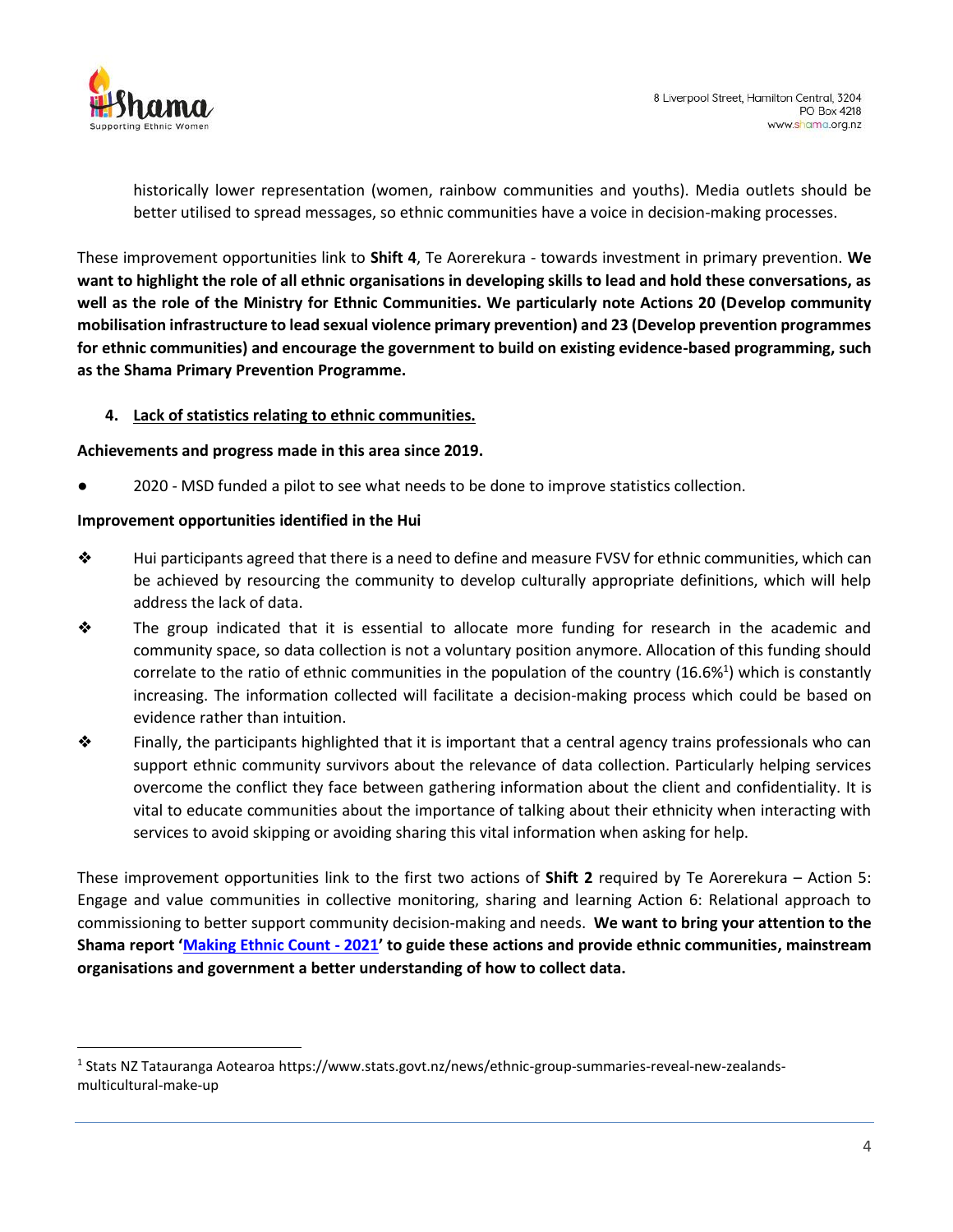historically lower representation (women, rainbow communities and youths). Media outlets should be better utilised to spread messages, so ethnic communities have a voice in decision-making processes.

These improvement opportunities link to **Shift 4**, Te Aorerekura - towards investment in primary prevention. **We want to highlight the role of all ethnic organisations in developing skills to lead and hold these conversations, as well as the role of the Ministry for Ethnic Communities. We particularly note Actions 20 (Develop community mobilisation infrastructure to lead sexual violence primary prevention) and 23 (Develop prevention programmes for ethnic communities) and encourage the government to build on existing evidence-based programming, such as the Shama Primary Prevention Programme.**

4. <u>Lack of statistics relating to ethnic communities.</u>

**Achievements and progress made in this area since 2019.**

- 2020 - MSD funded a pilot to see what needs to be done to improve statistics collection.

**Improvement opportunities identified in the Hui**

- Hui participants agreed that there is a need to define and measure FVSV for ethnic communities, which can be achieved by resourcing the community to develop culturally appropriate definitions, which will help address the lack of data.
- The group indicated that it is essential to allocate more funding for research in the academic and community space, so data collection is not a voluntary position anymore. Allocation of this funding should correlate to the ratio of ethnic communities in the population of the country (16.6%[1]) which is constantly increasing. The information collected will facilitate a decision-making process which could be based on evidence rather than intuition.
- Finally, the participants highlighted that it is important that a central agency trains professionals who can support ethnic community survivors about the relevance of data collection. Particularly helping services overcome the conflict they face between gathering information about the client and confidentiality. It is vital to educate communities about the importance of talking about their ethnicity when interacting with services to avoid skipping or avoiding sharing this vital information when asking for help.

These improvement opportunities link to the first two actions of **Shift 2** required by Te Aorerekura – Action 5: Engage and value communities in collective monitoring, sharing and learning Action 6: Relational approach to commissioning to better support community decision-making and needs. **We want to bring your attention to the Shama report '<u>Making Ethnic Count - 2021</u>' to guide these actions and provide ethnic communities, mainstream organisations and government a better understanding of how to collect data.**

---

[1] Stats NZ Tatauranga Aotearoa https://www.stats.govt.nz/news/ethnic-group-summaries-reveal-new-zealands-multicultural-make-up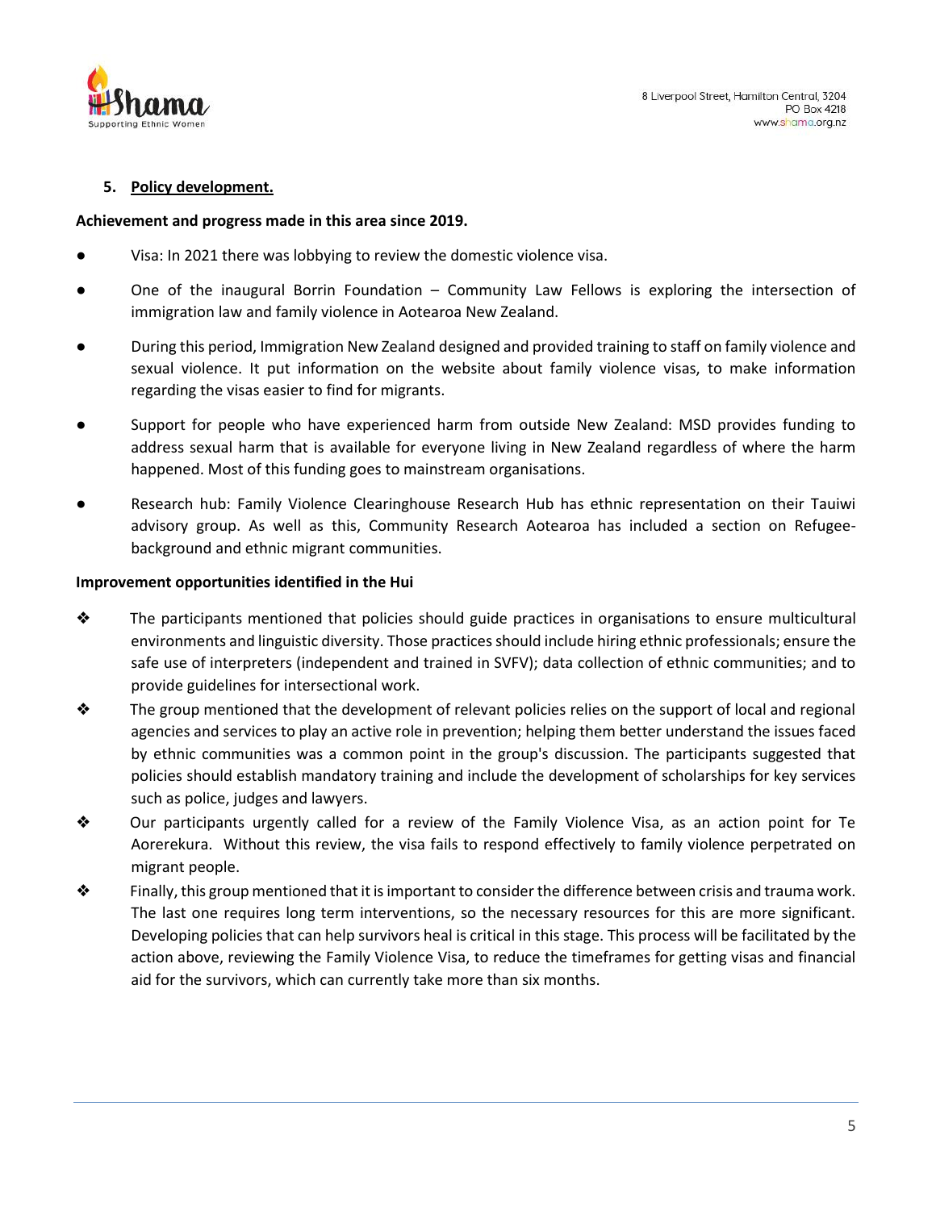## 5. Policy development.

**Achievement and progress made in this area since 2019.**

- Visa: In 2021 there was lobbying to review the domestic violence visa.
- One of the inaugural Borrin Foundation – Community Law Fellows is exploring the intersection of immigration law and family violence in Aotearoa New Zealand.
- During this period, Immigration New Zealand designed and provided training to staff on family violence and sexual violence. It put information on the website about family violence visas, to make information regarding the visas easier to find for migrants.
- Support for people who have experienced harm from outside New Zealand: MSD provides funding to address sexual harm that is available for everyone living in New Zealand regardless of where the harm happened. Most of this funding goes to mainstream organisations.
- Research hub: Family Violence Clearinghouse Research Hub has ethnic representation on their Tauiwi advisory group. As well as this, Community Research Aotearoa has included a section on Refugee-background and ethnic migrant communities.

**Improvement opportunities identified in the Hui**

- The participants mentioned that policies should guide practices in organisations to ensure multicultural environments and linguistic diversity. Those practices should include hiring ethnic professionals; ensure the safe use of interpreters (independent and trained in SVFV); data collection of ethnic communities; and to provide guidelines for intersectional work.
- The group mentioned that the development of relevant policies relies on the support of local and regional agencies and services to play an active role in prevention; helping them better understand the issues faced by ethnic communities was a common point in the group's discussion. The participants suggested that policies should establish mandatory training and include the development of scholarships for key services such as police, judges and lawyers.
- Our participants urgently called for a review of the Family Violence Visa, as an action point for Te Aorerekura. Without this review, the visa fails to respond effectively to family violence perpetrated on migrant people.
- Finally, this group mentioned that it is important to consider the difference between crisis and trauma work. The last one requires long term interventions, so the necessary resources for this are more significant. Developing policies that can help survivors heal is critical in this stage. This process will be facilitated by the action above, reviewing the Family Violence Visa, to reduce the timeframes for getting visas and financial aid for the survivors, which can currently take more than six months.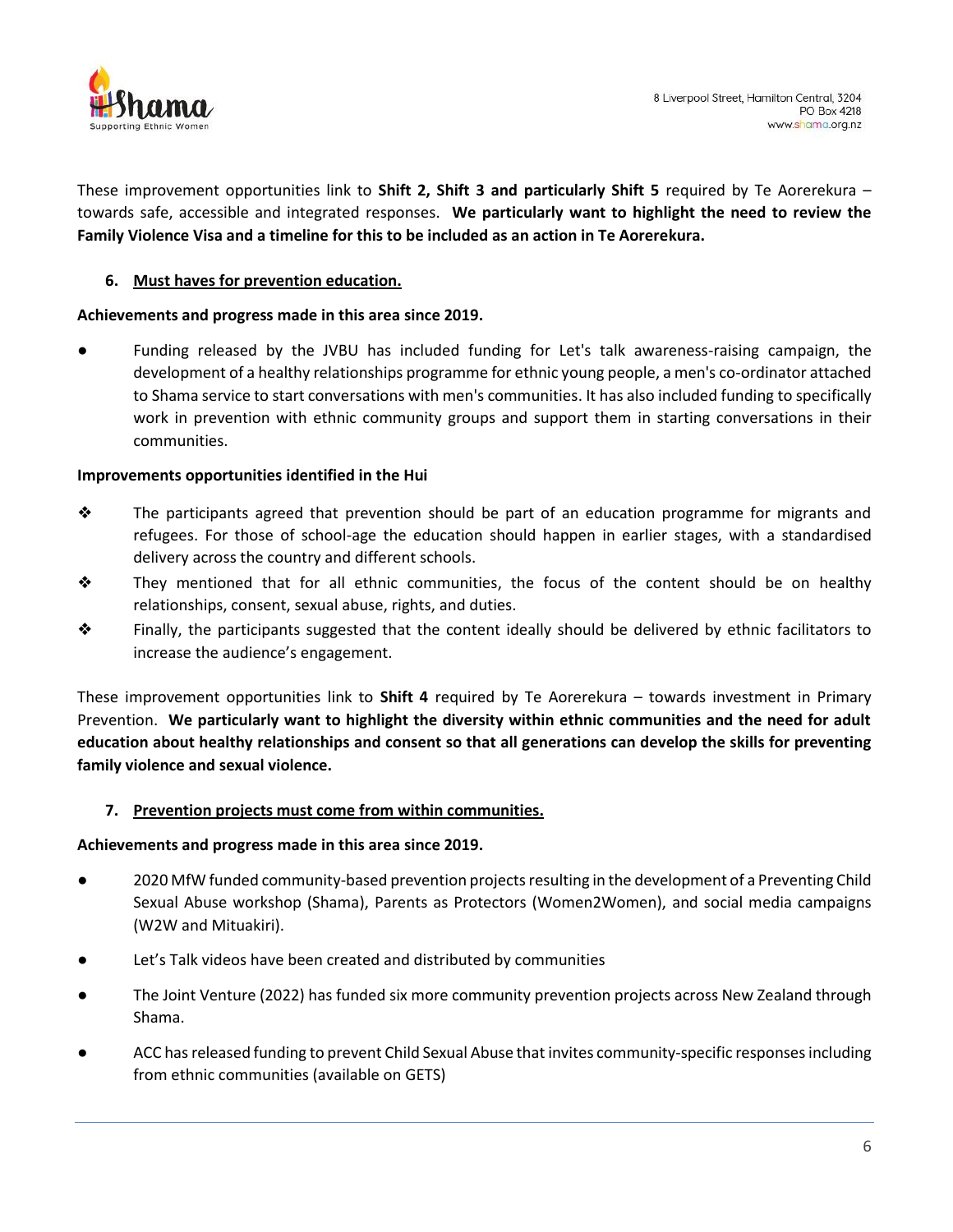These improvement opportunities link to **Shift 2, Shift 3 and particularly Shift 5** required by Te Aorerekura – towards safe, accessible and integrated responses. **We particularly want to highlight the need to review the Family Violence Visa and a timeline for this to be included as an action in Te Aorerekura.**

### 6. Must haves for prevention education.

**Achievements and progress made in this area since 2019.**

- Funding released by the JVBU has included funding for Let's talk awareness-raising campaign, the development of a healthy relationships programme for ethnic young people, a men's co-ordinator attached to Shama service to start conversations with men's communities. It has also included funding to specifically work in prevention with ethnic community groups and support them in starting conversations in their communities.

**Improvements opportunities identified in the Hui**

- The participants agreed that prevention should be part of an education programme for migrants and refugees. For those of school-age the education should happen in earlier stages, with a standardised delivery across the country and different schools.
- They mentioned that for all ethnic communities, the focus of the content should be on healthy relationships, consent, sexual abuse, rights, and duties.
- Finally, the participants suggested that the content ideally should be delivered by ethnic facilitators to increase the audience's engagement.

These improvement opportunities link to **Shift 4** required by Te Aorerekura – towards investment in Primary Prevention. **We particularly want to highlight the diversity within ethnic communities and the need for adult education about healthy relationships and consent so that all generations can develop the skills for preventing family violence and sexual violence.**

### 7. Prevention projects must come from within communities.

**Achievements and progress made in this area since 2019.**

- 2020 MfW funded community-based prevention projects resulting in the development of a Preventing Child Sexual Abuse workshop (Shama), Parents as Protectors (Women2Women), and social media campaigns (W2W and Mituakiri).
- Let's Talk videos have been created and distributed by communities
- The Joint Venture (2022) has funded six more community prevention projects across New Zealand through Shama.
- ACC has released funding to prevent Child Sexual Abuse that invites community-specific responses including from ethnic communities (available on GETS)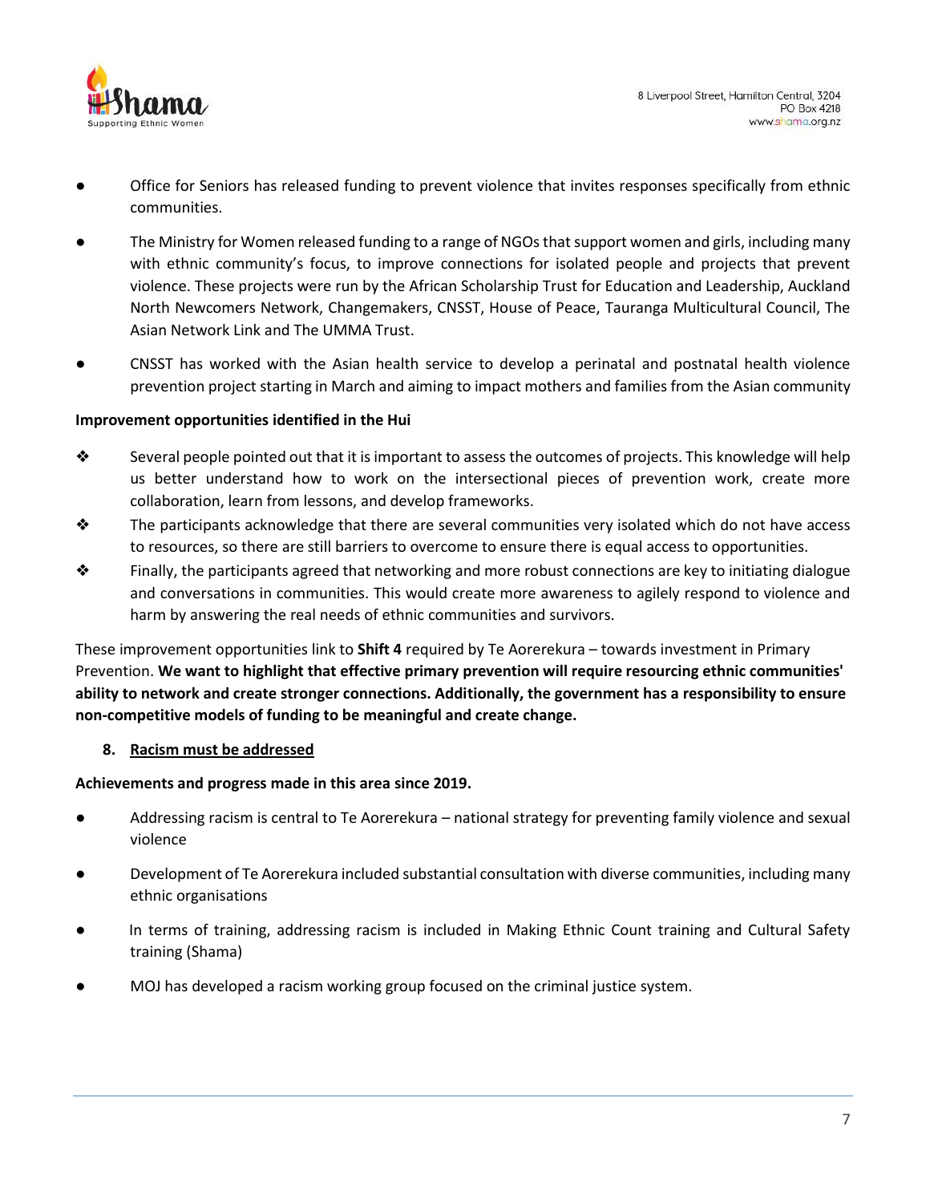- Office for Seniors has released funding to prevent violence that invites responses specifically from ethnic communities.
- The Ministry for Women released funding to a range of NGOs that support women and girls, including many with ethnic community's focus, to improve connections for isolated people and projects that prevent violence. These projects were run by the African Scholarship Trust for Education and Leadership, Auckland North Newcomers Network, Changemakers, CNSST, House of Peace, Tauranga Multicultural Council, The Asian Network Link and The UMMA Trust.
- CNSST has worked with the Asian health service to develop a perinatal and postnatal health violence prevention project starting in March and aiming to impact mothers and families from the Asian community

**Improvement opportunities identified in the Hui**

- Several people pointed out that it is important to assess the outcomes of projects. This knowledge will help us better understand how to work on the intersectional pieces of prevention work, create more collaboration, learn from lessons, and develop frameworks.
- The participants acknowledge that there are several communities very isolated which do not have access to resources, so there are still barriers to overcome to ensure there is equal access to opportunities.
- Finally, the participants agreed that networking and more robust connections are key to initiating dialogue and conversations in communities. This would create more awareness to agilely respond to violence and harm by answering the real needs of ethnic communities and survivors.

These improvement opportunities link to **Shift 4** required by Te Aorerekura – towards investment in Primary Prevention. **We want to highlight that effective primary prevention will require resourcing ethnic communities' ability to network and create stronger connections. Additionally, the government has a responsibility to ensure non-competitive models of funding to be meaningful and create change.**

8. **Racism must be addressed**

**Achievements and progress made in this area since 2019.**

- Addressing racism is central to Te Aorerekura – national strategy for preventing family violence and sexual violence
- Development of Te Aorerekura included substantial consultation with diverse communities, including many ethnic organisations
- In terms of training, addressing racism is included in Making Ethnic Count training and Cultural Safety training (Shama)
- MOJ has developed a racism working group focused on the criminal justice system.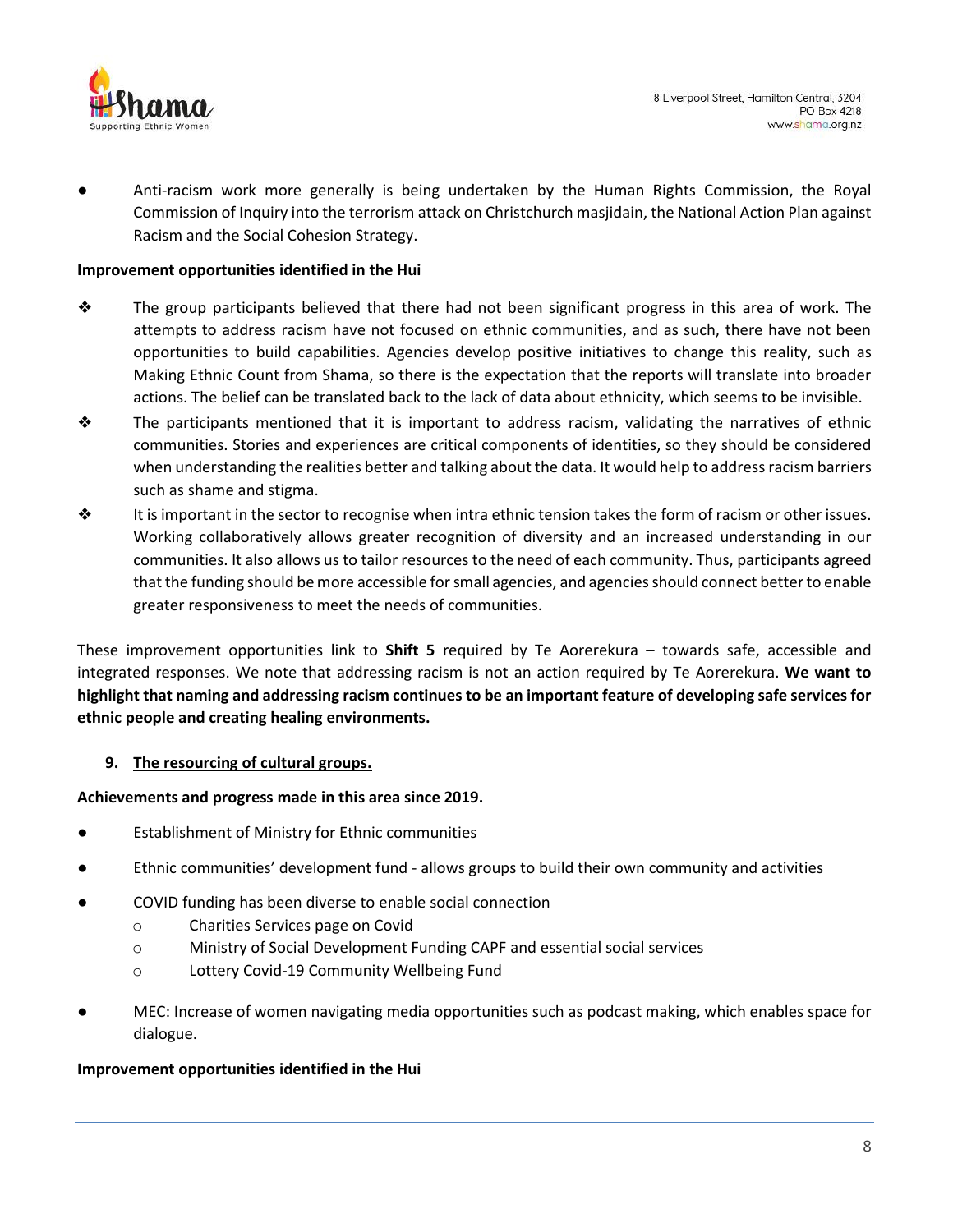- Anti-racism work more generally is being undertaken by the Human Rights Commission, the Royal Commission of Inquiry into the terrorism attack on Christchurch masjidain, the National Action Plan against Racism and the Social Cohesion Strategy.

**Improvement opportunities identified in the Hui**

- The group participants believed that there had not been significant progress in this area of work. The attempts to address racism have not focused on ethnic communities, and as such, there have not been opportunities to build capabilities. Agencies develop positive initiatives to change this reality, such as Making Ethnic Count from Shama, so there is the expectation that the reports will translate into broader actions. The belief can be translated back to the lack of data about ethnicity, which seems to be invisible.
- The participants mentioned that it is important to address racism, validating the narratives of ethnic communities. Stories and experiences are critical components of identities, so they should be considered when understanding the realities better and talking about the data. It would help to address racism barriers such as shame and stigma.
- It is important in the sector to recognise when intra ethnic tension takes the form of racism or other issues. Working collaboratively allows greater recognition of diversity and an increased understanding in our communities. It also allows us to tailor resources to the need of each community. Thus, participants agreed that the funding should be more accessible for small agencies, and agencies should connect better to enable greater responsiveness to meet the needs of communities.

These improvement opportunities link to **Shift 5** required by Te Aorerekura – towards safe, accessible and integrated responses. We note that addressing racism is not an action required by Te Aorerekura. **We want to highlight that naming and addressing racism continues to be an important feature of developing safe services for ethnic people and creating healing environments.**

9. <u>**The resourcing of cultural groups.**</u>

**Achievements and progress made in this area since 2019.**

- Establishment of Ministry for Ethnic communities
- Ethnic communities' development fund - allows groups to build their own community and activities
- COVID funding has been diverse to enable social connection
  - Charities Services page on Covid
  - Ministry of Social Development Funding CAPF and essential social services
  - Lottery Covid-19 Community Wellbeing Fund
- MEC: Increase of women navigating media opportunities such as podcast making, which enables space for dialogue.

**Improvement opportunities identified in the Hui**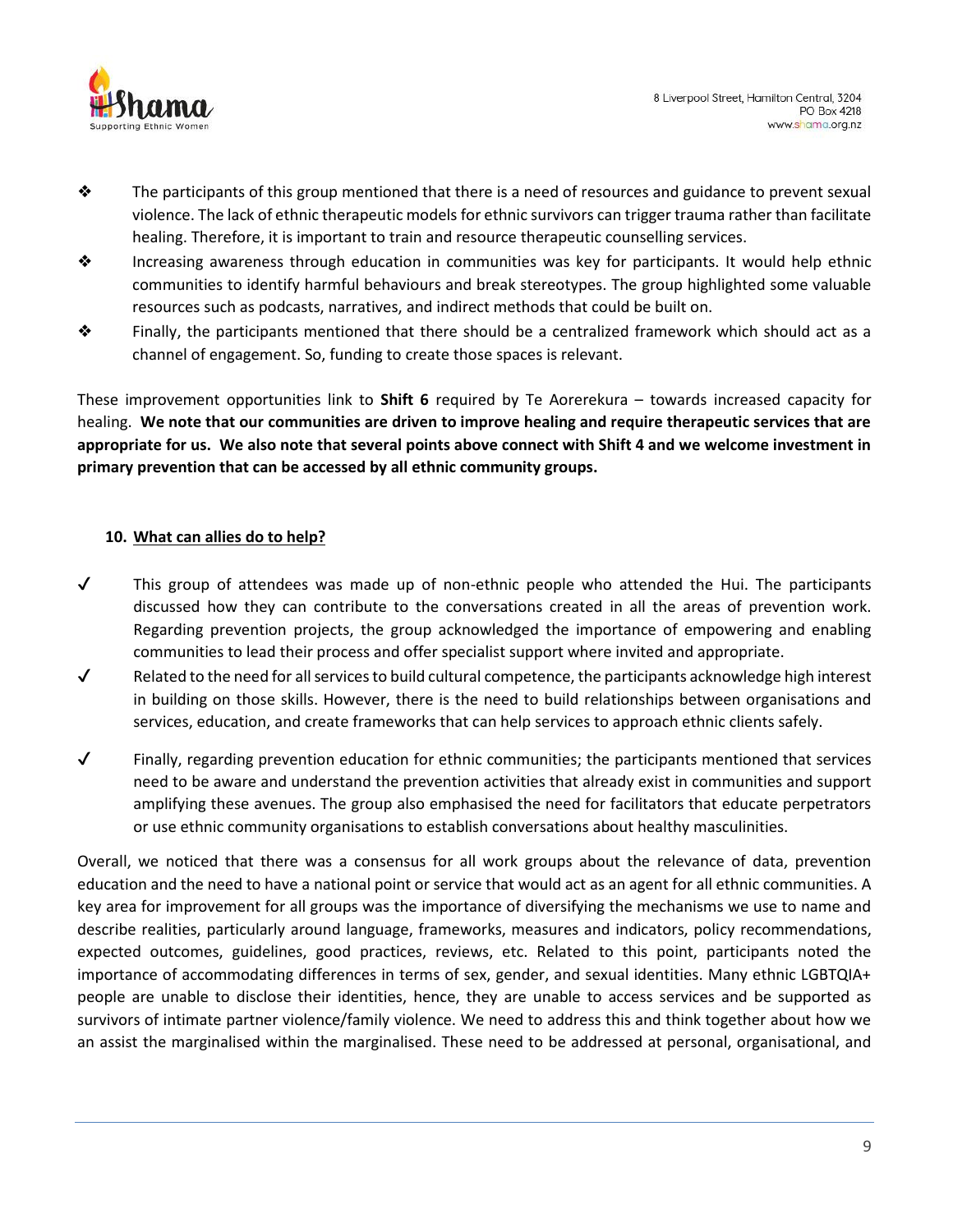- ❖ The participants of this group mentioned that there is a need of resources and guidance to prevent sexual violence. The lack of ethnic therapeutic models for ethnic survivors can trigger trauma rather than facilitate healing. Therefore, it is important to train and resource therapeutic counselling services.
- ❖ Increasing awareness through education in communities was key for participants. It would help ethnic communities to identify harmful behaviours and break stereotypes. The group highlighted some valuable resources such as podcasts, narratives, and indirect methods that could be built on.
- ❖ Finally, the participants mentioned that there should be a centralized framework which should act as a channel of engagement. So, funding to create those spaces is relevant.

These improvement opportunities link to **Shift 6** required by Te Aorerekura – towards increased capacity for healing. **We note that our communities are driven to improve healing and require therapeutic services that are appropriate for us. We also note that several points above connect with Shift 4 and we welcome investment in primary prevention that can be accessed by all ethnic community groups.**

### 10. What can allies do to help?

- ✓ This group of attendees was made up of non-ethnic people who attended the Hui. The participants discussed how they can contribute to the conversations created in all the areas of prevention work. Regarding prevention projects, the group acknowledged the importance of empowering and enabling communities to lead their process and offer specialist support where invited and appropriate.
- ✓ Related to the need for all services to build cultural competence, the participants acknowledge high interest in building on those skills. However, there is the need to build relationships between organisations and services, education, and create frameworks that can help services to approach ethnic clients safely.
- ✓ Finally, regarding prevention education for ethnic communities; the participants mentioned that services need to be aware and understand the prevention activities that already exist in communities and support amplifying these avenues. The group also emphasised the need for facilitators that educate perpetrators or use ethnic community organisations to establish conversations about healthy masculinities.

Overall, we noticed that there was a consensus for all work groups about the relevance of data, prevention education and the need to have a national point or service that would act as an agent for all ethnic communities. A key area for improvement for all groups was the importance of diversifying the mechanisms we use to name and describe realities, particularly around language, frameworks, measures and indicators, policy recommendations, expected outcomes, guidelines, good practices, reviews, etc. Related to this point, participants noted the importance of accommodating differences in terms of sex, gender, and sexual identities. Many ethnic LGBTQIA+ people are unable to disclose their identities, hence, they are unable to access services and be supported as survivors of intimate partner violence/family violence. We need to address this and think together about how we an assist the marginalised within the marginalised. These need to be addressed at personal, organisational, and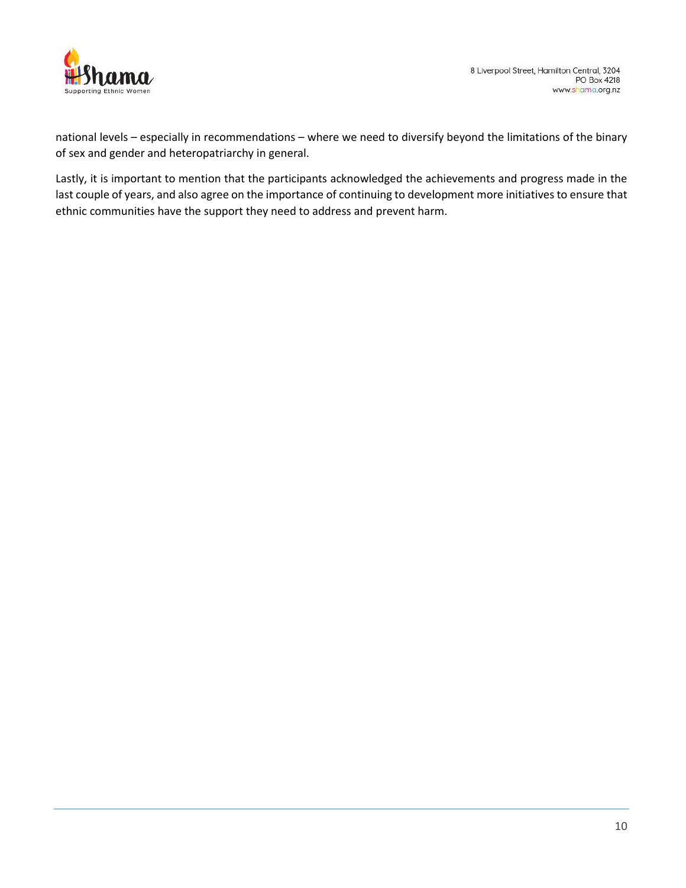national levels – especially in recommendations – where we need to diversify beyond the limitations of the binary of sex and gender and heteropatriarchy in general.

Lastly, it is important to mention that the participants acknowledged the achievements and progress made in the last couple of years, and also agree on the importance of continuing to development more initiatives to ensure that ethnic communities have the support they need to address and prevent harm.